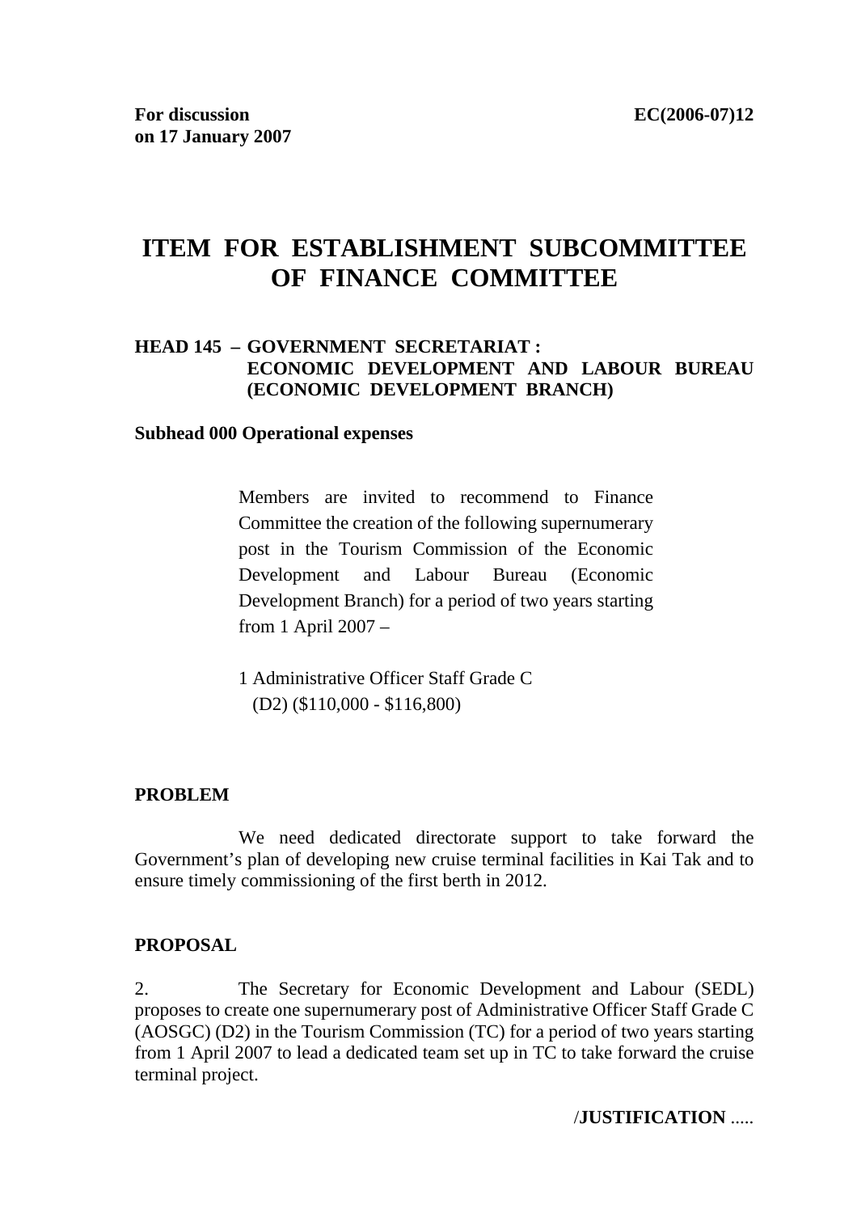**For discussion on 17 January 2007**

**EC(2006-07)12**

# ITEM FOR ESTABLISHMENT SUBCOMMITTEE OF FINANCE COMMITTEE

**HEAD 145 – GOVERNMENT SECRETARIAT : ECONOMIC DEVELOPMENT AND LABOUR BUREAU (ECONOMIC DEVELOPMENT BRANCH)**

**Subhead 000 Operational expenses**

Members are invited to recommend to Finance Committee the creation of the following supernumerary post in the Tourism Commission of the Economic Development and Labour Bureau (Economic Development Branch) for a period of two years starting from 1 April 2007 –

1 Administrative Officer Staff Grade C (D2) ($110,000 - $116,800)

**PROBLEM**

We need dedicated directorate support to take forward the Government's plan of developing new cruise terminal facilities in Kai Tak and to ensure timely commissioning of the first berth in 2012.

**PROPOSAL**

2. The Secretary for Economic Development and Labour (SEDL) proposes to create one supernumerary post of Administrative Officer Staff Grade C (AOSGC) (D2) in the Tourism Commission (TC) for a period of two years starting from 1 April 2007 to lead a dedicated team set up in TC to take forward the cruise terminal project.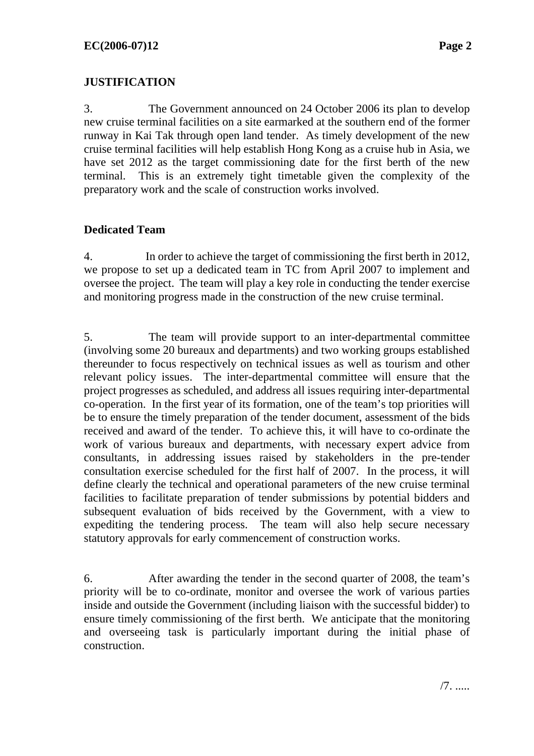## JUSTIFICATION

3. The Government announced on 24 October 2006 its plan to develop new cruise terminal facilities on a site earmarked at the southern end of the former runway in Kai Tak through open land tender. As timely development of the new cruise terminal facilities will help establish Hong Kong as a cruise hub in Asia, we have set 2012 as the target commissioning date for the first berth of the new terminal. This is an extremely tight timetable given the complexity of the preparatory work and the scale of construction works involved.

### Dedicated Team

4. In order to achieve the target of commissioning the first berth in 2012, we propose to set up a dedicated team in TC from April 2007 to implement and oversee the project. The team will play a key role in conducting the tender exercise and monitoring progress made in the construction of the new cruise terminal.

5. The team will provide support to an inter-departmental committee (involving some 20 bureaux and departments) and two working groups established thereunder to focus respectively on technical issues as well as tourism and other relevant policy issues. The inter-departmental committee will ensure that the project progresses as scheduled, and address all issues requiring inter-departmental co-operation. In the first year of its formation, one of the team's top priorities will be to ensure the timely preparation of the tender document, assessment of the bids received and award of the tender. To achieve this, it will have to co-ordinate the work of various bureaux and departments, with necessary expert advice from consultants, in addressing issues raised by stakeholders in the pre-tender consultation exercise scheduled for the first half of 2007. In the process, it will define clearly the technical and operational parameters of the new cruise terminal facilities to facilitate preparation of tender submissions by potential bidders and subsequent evaluation of bids received by the Government, with a view to expediting the tendering process. The team will also help secure necessary statutory approvals for early commencement of construction works.

6. After awarding the tender in the second quarter of 2008, the team's priority will be to co-ordinate, monitor and oversee the work of various parties inside and outside the Government (including liaison with the successful bidder) to ensure timely commissioning of the first berth. We anticipate that the monitoring and overseeing task is particularly important during the initial phase of construction.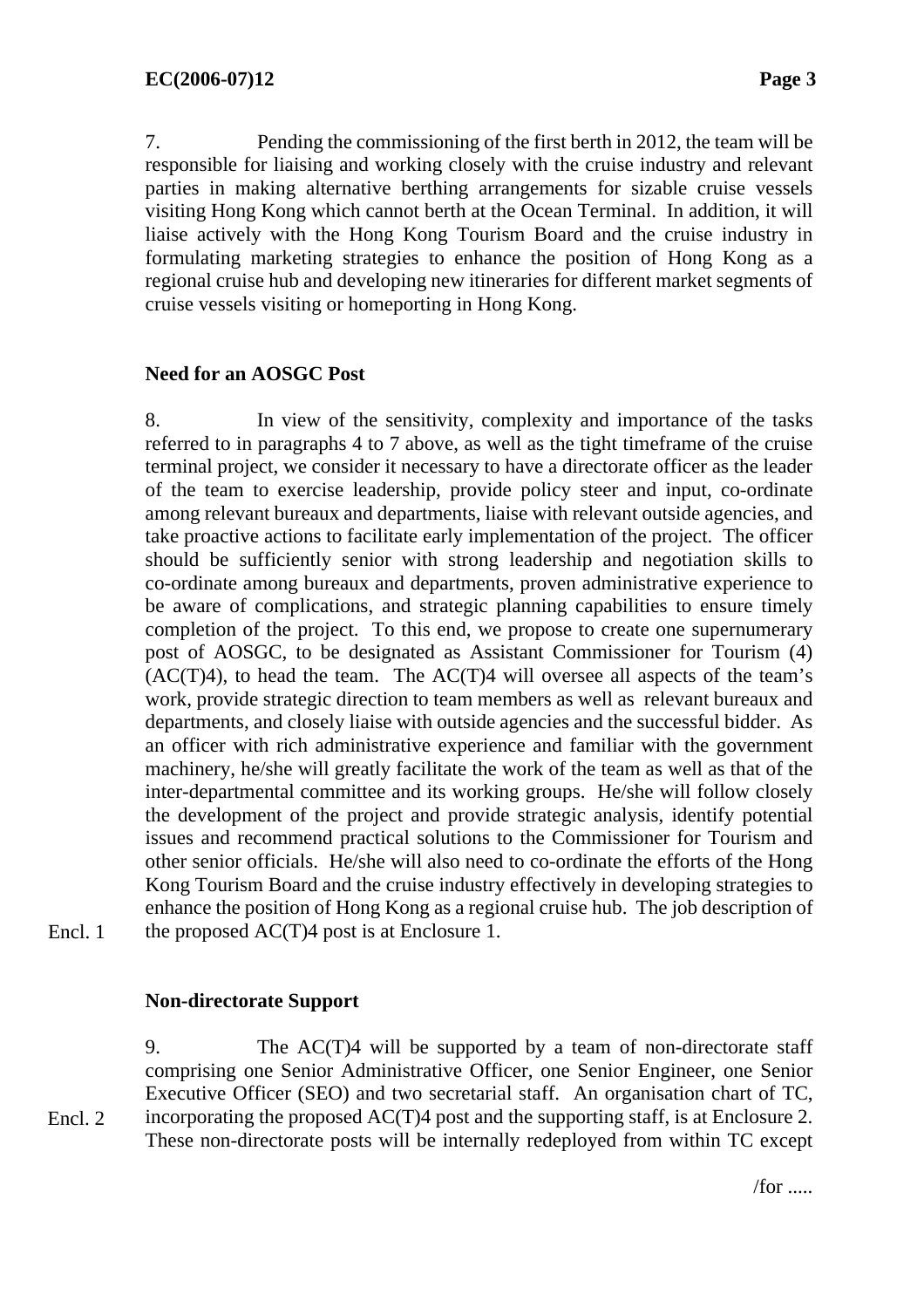7. Pending the commissioning of the first berth in 2012, the team will be responsible for liaising and working closely with the cruise industry and relevant parties in making alternative berthing arrangements for sizable cruise vessels visiting Hong Kong which cannot berth at the Ocean Terminal. In addition, it will liaise actively with the Hong Kong Tourism Board and the cruise industry in formulating marketing strategies to enhance the position of Hong Kong as a regional cruise hub and developing new itineraries for different market segments of cruise vessels visiting or homeporting in Hong Kong.

**Need for an AOSGC Post**

8. In view of the sensitivity, complexity and importance of the tasks referred to in paragraphs 4 to 7 above, as well as the tight timeframe of the cruise terminal project, we consider it necessary to have a directorate officer as the leader of the team to exercise leadership, provide policy steer and input, co-ordinate among relevant bureaux and departments, liaise with relevant outside agencies, and take proactive actions to facilitate early implementation of the project. The officer should be sufficiently senior with strong leadership and negotiation skills to co-ordinate among bureaux and departments, proven administrative experience to be aware of complications, and strategic planning capabilities to ensure timely completion of the project. To this end, we propose to create one supernumerary post of AOSGC, to be designated as Assistant Commissioner for Tourism (4) (AC(T)4), to head the team. The AC(T)4 will oversee all aspects of the team's work, provide strategic direction to team members as well as relevant bureaux and departments, and closely liaise with outside agencies and the successful bidder. As an officer with rich administrative experience and familiar with the government machinery, he/she will greatly facilitate the work of the team as well as that of the inter-departmental committee and its working groups. He/she will follow closely the development of the project and provide strategic analysis, identify potential issues and recommend practical solutions to the Commissioner for Tourism and other senior officials. He/she will also need to co-ordinate the efforts of the Hong Kong Tourism Board and the cruise industry effectively in developing strategies to enhance the position of Hong Kong as a regional cruise hub. The job description of the proposed AC(T)4 post is at Enclosure 1.

Encl. 1

**Non-directorate Support**

9. The AC(T)4 will be supported by a team of non-directorate staff comprising one Senior Administrative Officer, one Senior Engineer, one Senior Executive Officer (SEO) and two secretarial staff. An organisation chart of TC, incorporating the proposed AC(T)4 post and the supporting staff, is at Enclosure 2. These non-directorate posts will be internally redeployed from within TC except

Encl. 2

/for .....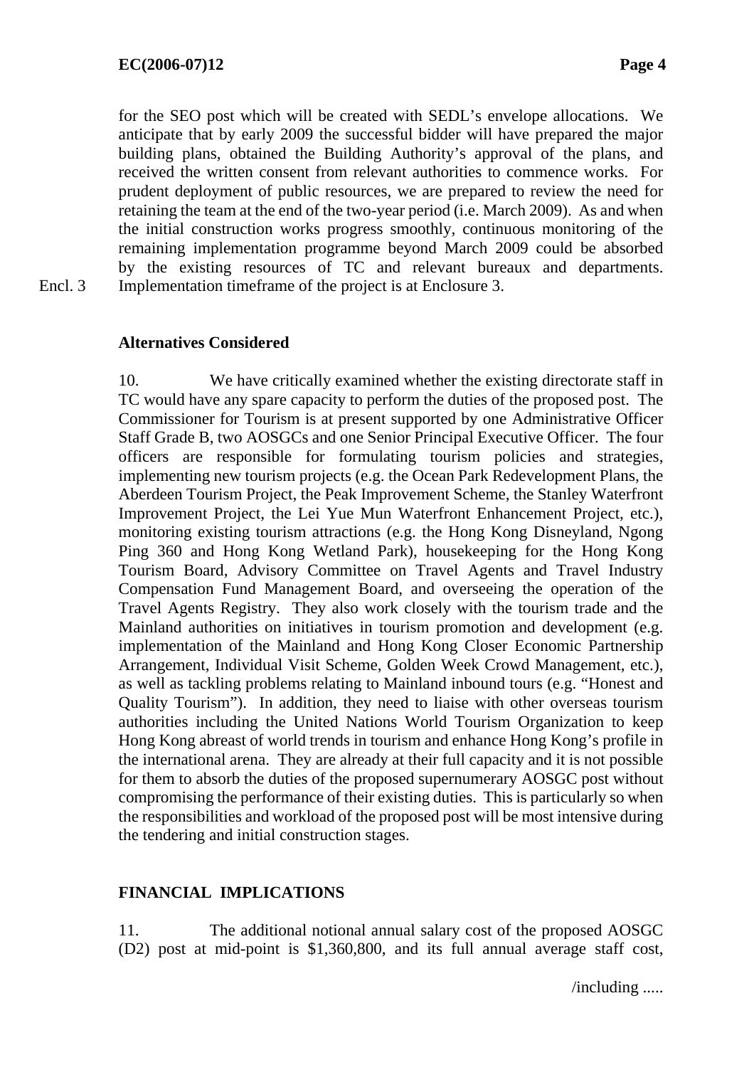for the SEO post which will be created with SEDL's envelope allocations. We anticipate that by early 2009 the successful bidder will have prepared the major building plans, obtained the Building Authority's approval of the plans, and received the written consent from relevant authorities to commence works. For prudent deployment of public resources, we are prepared to review the need for retaining the team at the end of the two-year period (i.e. March 2009). As and when the initial construction works progress smoothly, continuous monitoring of the remaining implementation programme beyond March 2009 could be absorbed by the existing resources of TC and relevant bureaux and departments. Implementation timeframe of the project is at Enclosure 3.

Encl. 3

**Alternatives Considered**

10. We have critically examined whether the existing directorate staff in TC would have any spare capacity to perform the duties of the proposed post. The Commissioner for Tourism is at present supported by one Administrative Officer Staff Grade B, two AOSGCs and one Senior Principal Executive Officer. The four officers are responsible for formulating tourism policies and strategies, implementing new tourism projects (e.g. the Ocean Park Redevelopment Plans, the Aberdeen Tourism Project, the Peak Improvement Scheme, the Stanley Waterfront Improvement Project, the Lei Yue Mun Waterfront Enhancement Project, etc.), monitoring existing tourism attractions (e.g. the Hong Kong Disneyland, Ngong Ping 360 and Hong Kong Wetland Park), housekeeping for the Hong Kong Tourism Board, Advisory Committee on Travel Agents and Travel Industry Compensation Fund Management Board, and overseeing the operation of the Travel Agents Registry. They also work closely with the tourism trade and the Mainland authorities on initiatives in tourism promotion and development (e.g. implementation of the Mainland and Hong Kong Closer Economic Partnership Arrangement, Individual Visit Scheme, Golden Week Crowd Management, etc.), as well as tackling problems relating to Mainland inbound tours (e.g. "Honest and Quality Tourism"). In addition, they need to liaise with other overseas tourism authorities including the United Nations World Tourism Organization to keep Hong Kong abreast of world trends in tourism and enhance Hong Kong's profile in the international arena. They are already at their full capacity and it is not possible for them to absorb the duties of the proposed supernumerary AOSGC post without compromising the performance of their existing duties. This is particularly so when the responsibilities and workload of the proposed post will be most intensive during the tendering and initial construction stages.

**FINANCIAL IMPLICATIONS**

11. The additional notional annual salary cost of the proposed AOSGC (D2) post at mid-point is $1,360,800, and its full annual average staff cost,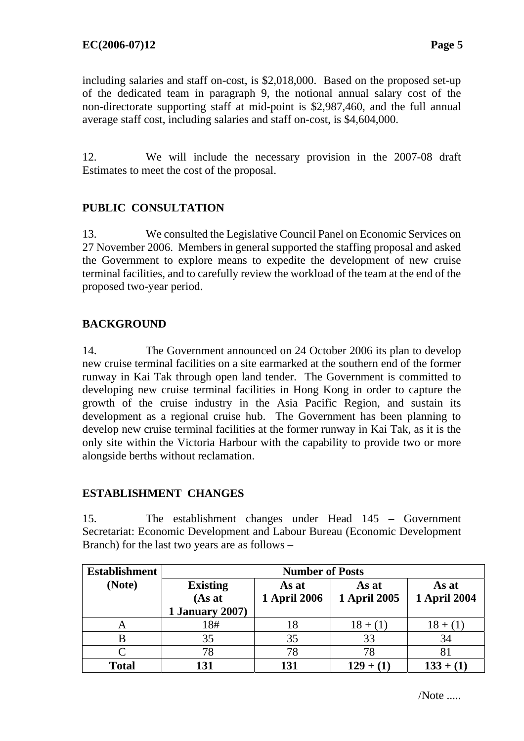including salaries and staff on-cost, is $2,018,000. Based on the proposed set-up of the dedicated team in paragraph 9, the notional annual salary cost of the non-directorate supporting staff at mid-point is $2,987,460, and the full annual average staff cost, including salaries and staff on-cost, is $4,604,000.

12. We will include the necessary provision in the 2007-08 draft Estimates to meet the cost of the proposal.

## PUBLIC CONSULTATION

13. We consulted the Legislative Council Panel on Economic Services on 27 November 2006. Members in general supported the staffing proposal and asked the Government to explore means to expedite the development of new cruise terminal facilities, and to carefully review the workload of the team at the end of the proposed two-year period.

## BACKGROUND

14. The Government announced on 24 October 2006 its plan to develop new cruise terminal facilities on a site earmarked at the southern end of the former runway in Kai Tak through open land tender. The Government is committed to developing new cruise terminal facilities in Hong Kong in order to capture the growth of the cruise industry in the Asia Pacific Region, and sustain its development as a regional cruise hub. The Government has been planning to develop new cruise terminal facilities at the former runway in Kai Tak, as it is the only site within the Victoria Harbour with the capability to provide two or more alongside berths without reclamation.

## ESTABLISHMENT CHANGES

15. The establishment changes under Head 145 – Government Secretariat: Economic Development and Labour Bureau (Economic Development Branch) for the last two years are as follows –

| Establishment (Note) | Number of Posts | | | |
|---|---|---|---|---|
| | **Existing (As at 1 January 2007)** | **As at 1 April 2006** | **As at 1 April 2005** | **As at 1 April 2004** |
| A | 18# | 18 | 18 + (1) | 18 + (1) |
| B | 35 | 35 | 33 | 34 |
| C | 78 | 78 | 78 | 81 |
| **Total** | **131** | **131** | **129 + (1)** | **133 + (1)** |

/Note .....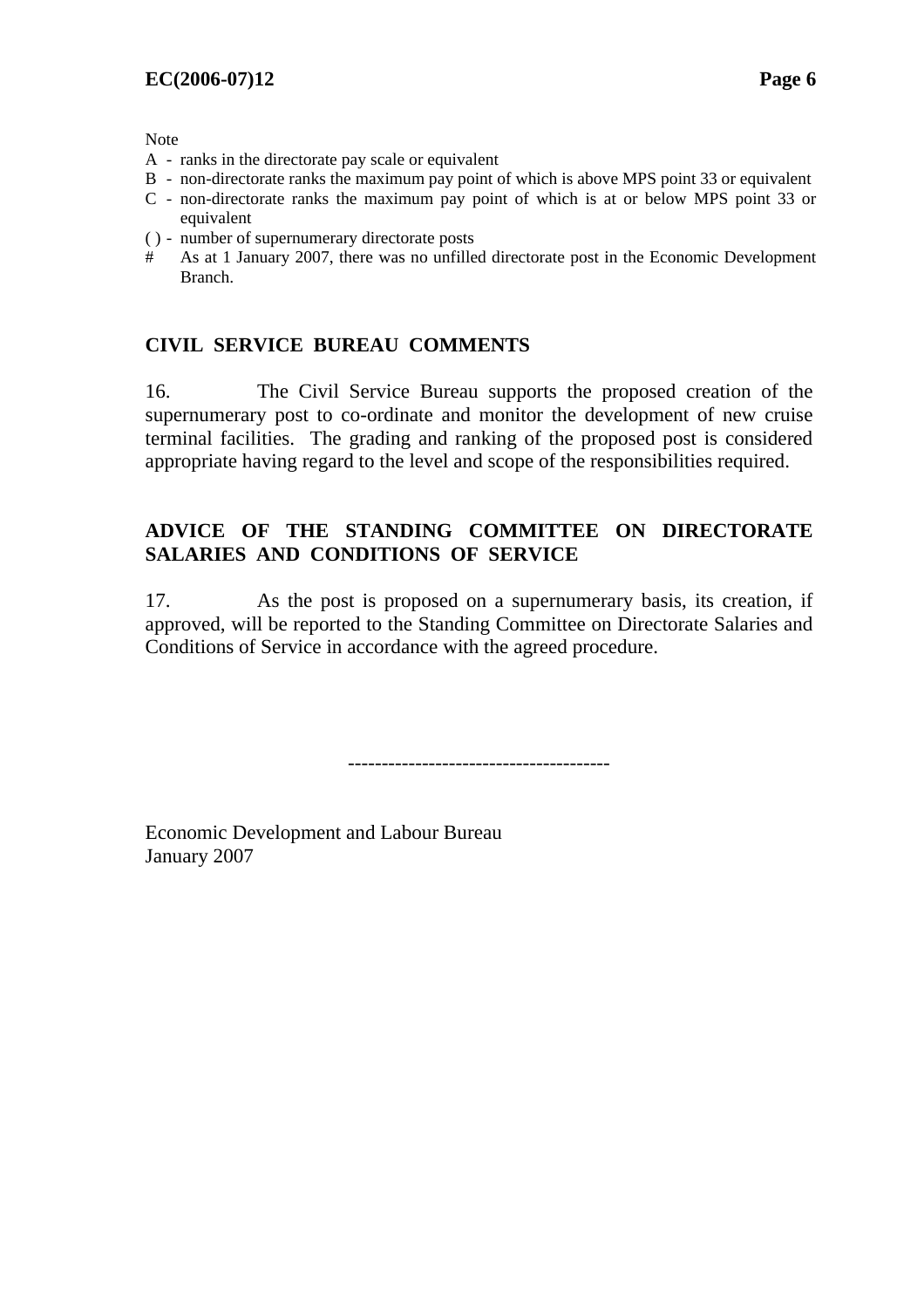Note

A - ranks in the directorate pay scale or equivalent
B - non-directorate ranks the maximum pay point of which is above MPS point 33 or equivalent
C - non-directorate ranks the maximum pay point of which is at or below MPS point 33 or equivalent
( ) - number of supernumerary directorate posts
# As at 1 January 2007, there was no unfilled directorate post in the Economic Development Branch.

## CIVIL SERVICE BUREAU COMMENTS

16. The Civil Service Bureau supports the proposed creation of the supernumerary post to co-ordinate and monitor the development of new cruise terminal facilities. The grading and ranking of the proposed post is considered appropriate having regard to the level and scope of the responsibilities required.

## ADVICE OF THE STANDING COMMITTEE ON DIRECTORATE SALARIES AND CONDITIONS OF SERVICE

17. As the post is proposed on a supernumerary basis, its creation, if approved, will be reported to the Standing Committee on Directorate Salaries and Conditions of Service in accordance with the agreed procedure.

--------------------------------------

Economic Development and Labour Bureau
January 2007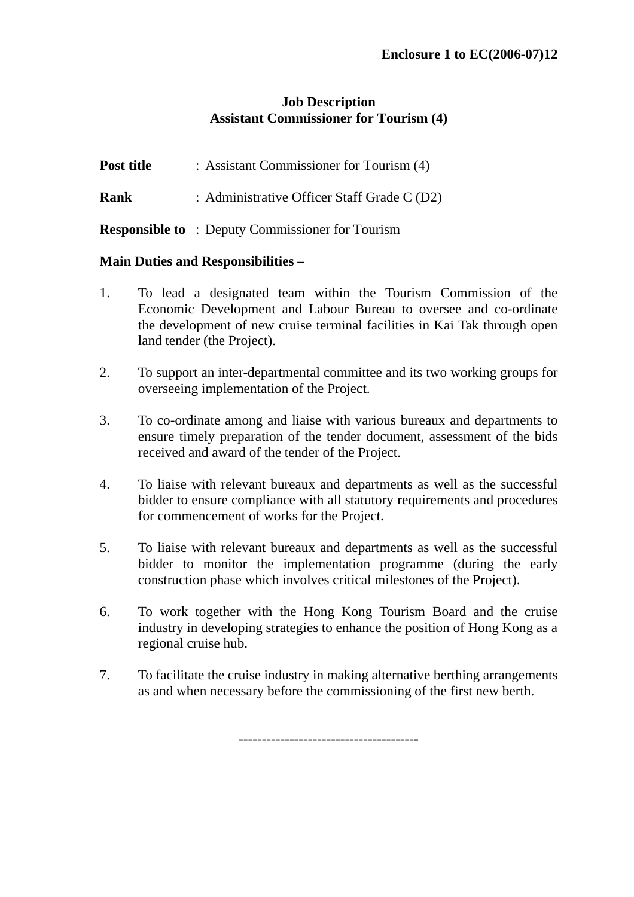**Enclosure 1 to EC(2006-07)12**

**Job Description**
**Assistant Commissioner for Tourism (4)**

**Post title** : Assistant Commissioner for Tourism (4)

**Rank** : Administrative Officer Staff Grade C (D2)

**Responsible to** : Deputy Commissioner for Tourism

**Main Duties and Responsibilities –**

1. To lead a designated team within the Tourism Commission of the Economic Development and Labour Bureau to oversee and co-ordinate the development of new cruise terminal facilities in Kai Tak through open land tender (the Project).

2. To support an inter-departmental committee and its two working groups for overseeing implementation of the Project.

3. To co-ordinate among and liaise with various bureaux and departments to ensure timely preparation of the tender document, assessment of the bids received and award of the tender of the Project.

4. To liaise with relevant bureaux and departments as well as the successful bidder to ensure compliance with all statutory requirements and procedures for commencement of works for the Project.

5. To liaise with relevant bureaux and departments as well as the successful bidder to monitor the implementation programme (during the early construction phase which involves critical milestones of the Project).

6. To work together with the Hong Kong Tourism Board and the cruise industry in developing strategies to enhance the position of Hong Kong as a regional cruise hub.

7. To facilitate the cruise industry in making alternative berthing arrangements as and when necessary before the commissioning of the first new berth.

--------------------------------------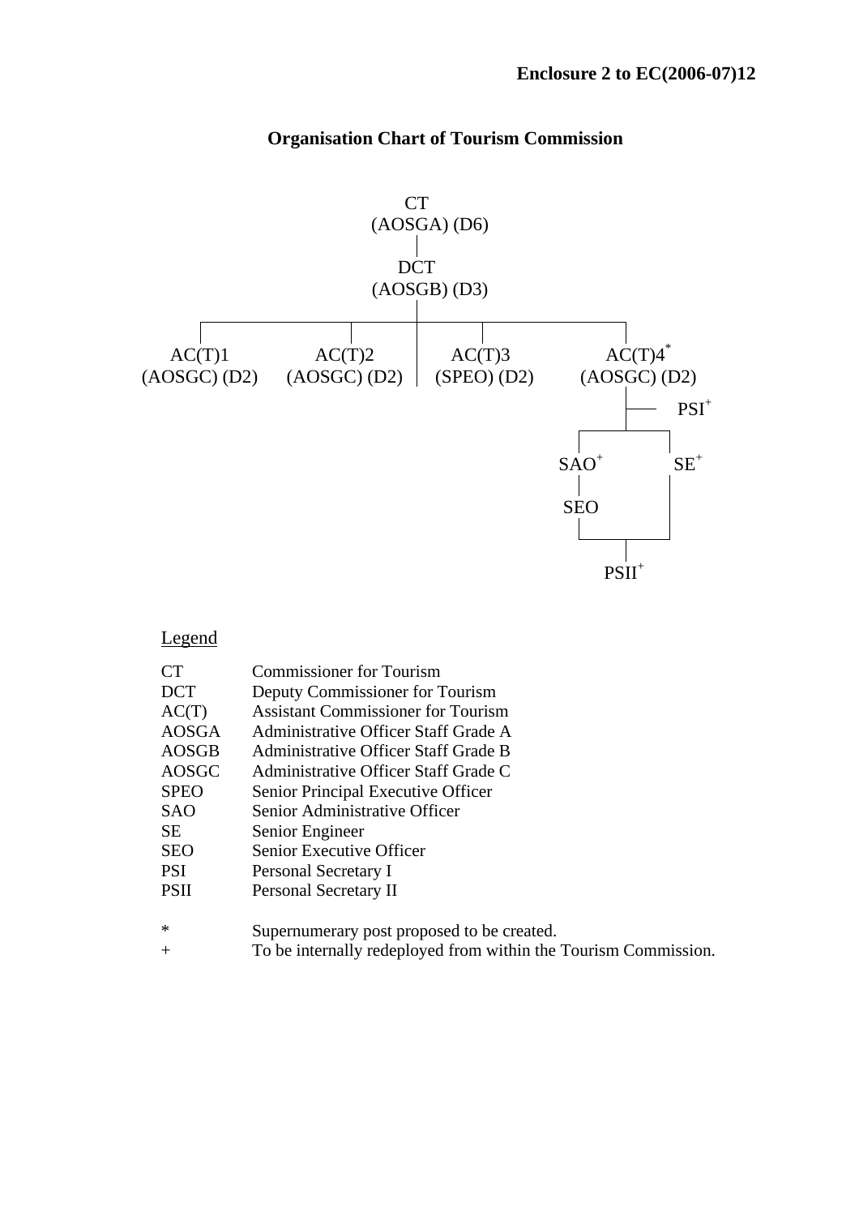**Enclosure 2 to EC(2006-07)12**

## Organisation Chart of Tourism Commission

CT
(AOSGA) (D6)

DCT
(AOSGB) (D3)

- AC(T)1 (AOSGC) (D2)
- AC(T)2 (AOSGC) (D2)
- AC(T)3 (SPEO) (D2)
- AC(T)4* (AOSGC) (D2)
  - PSI+
  - SAO+
    - SEO
  - SE+
  - PSII+

Legend

| | |
|---|---|
| CT | Commissioner for Tourism |
| DCT | Deputy Commissioner for Tourism |
| AC(T) | Assistant Commissioner for Tourism |
| AOSGA | Administrative Officer Staff Grade A |
| AOSGB | Administrative Officer Staff Grade B |
| AOSGC | Administrative Officer Staff Grade C |
| SPEO | Senior Principal Executive Officer |
| SAO | Senior Administrative Officer |
| SE | Senior Engineer |
| SEO | Senior Executive Officer |
| PSI | Personal Secretary I |
| PSII | Personal Secretary II |

| | |
|---|---|
| * | Supernumerary post proposed to be created. |
| + | To be internally redeployed from within the Tourism Commission. |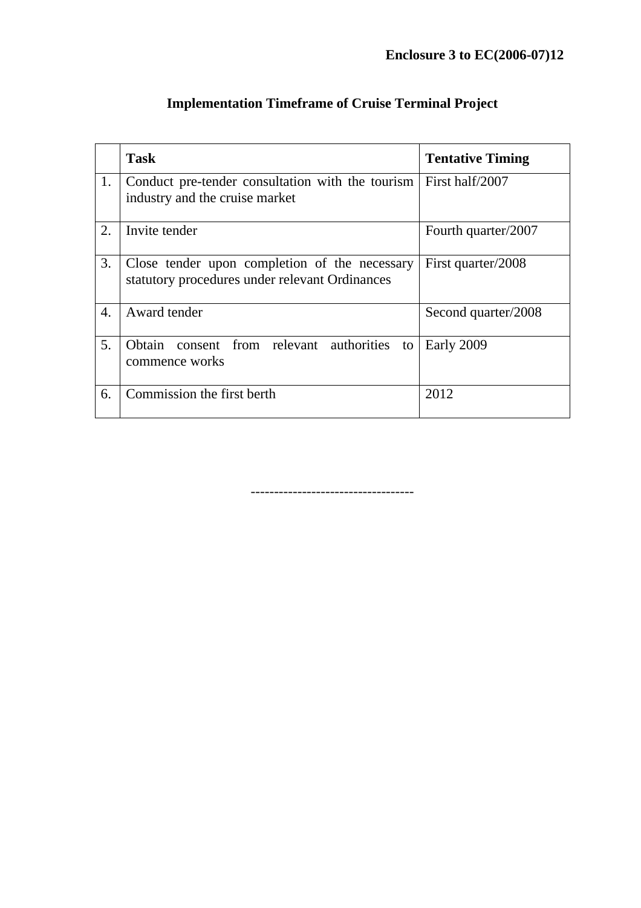**Enclosure 3 to EC(2006-07)12**

## Implementation Timeframe of Cruise Terminal Project

| | **Task** | **Tentative Timing** |
|---|---|---|
| 1. | Conduct pre-tender consultation with the tourism industry and the cruise market | First half/2007 |
| 2. | Invite tender | Fourth quarter/2007 |
| 3. | Close tender upon completion of the necessary statutory procedures under relevant Ordinances | First quarter/2008 |
| 4. | Award tender | Second quarter/2008 |
| 5. | Obtain consent from relevant authorities to commence works | Early 2009 |
| 6. | Commission the first berth | 2012 |

-----------------------------------